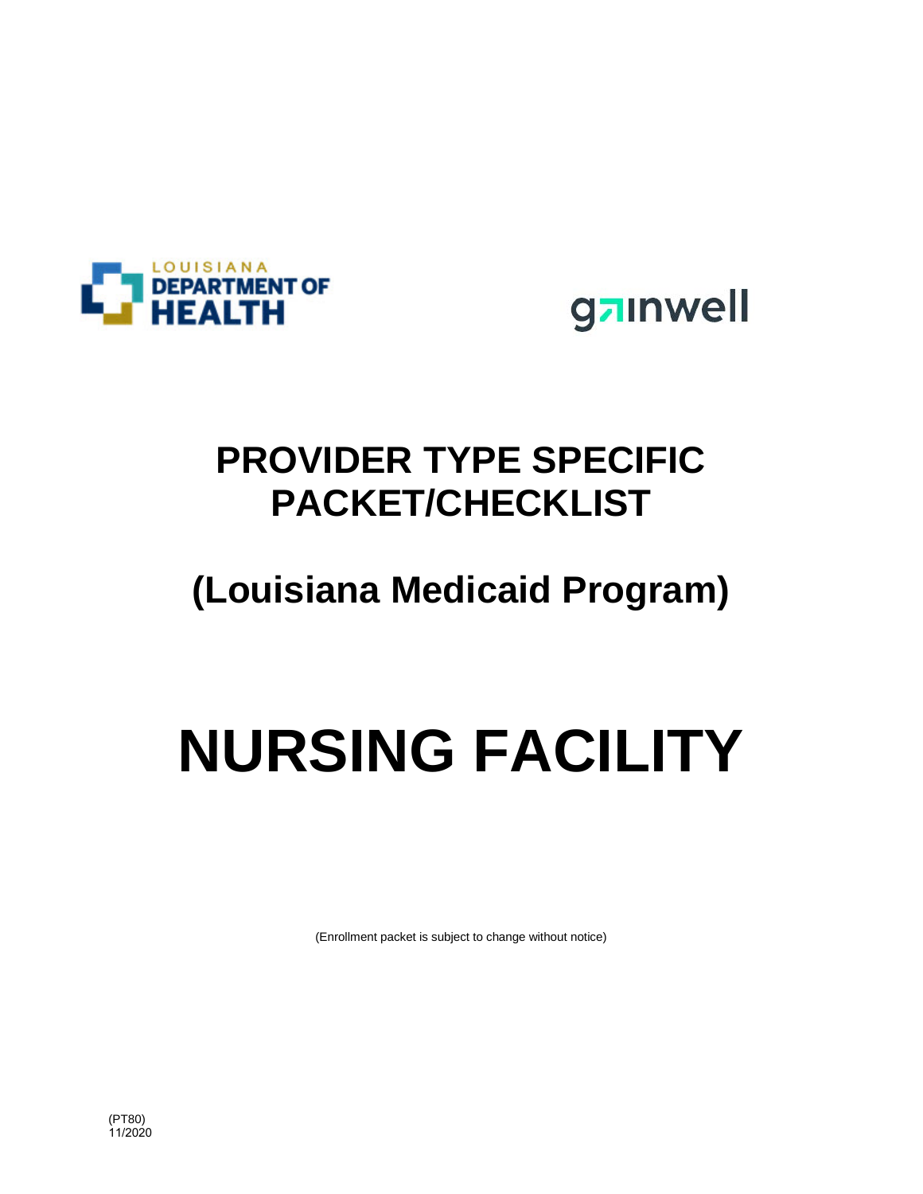LOUISIANA DEPARTMENT OF HEALTH

gainwell

# PROVIDER TYPE SPECIFIC PACKET/CHECKLIST

## (Louisiana Medicaid Program)

# NURSING FACILITY

(Enrollment packet is subject to change without notice)

(PT80)
11/2020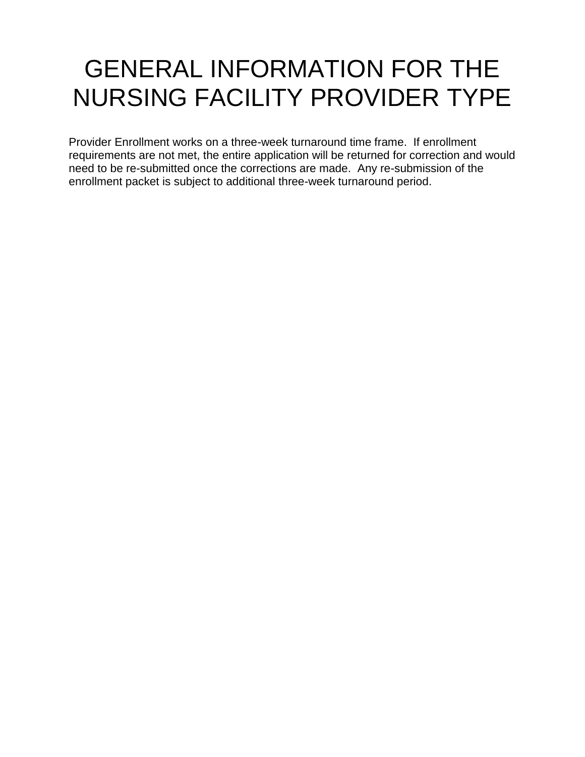# GENERAL INFORMATION FOR THE NURSING FACILITY PROVIDER TYPE

Provider Enrollment works on a three-week turnaround time frame. If enrollment requirements are not met, the entire application will be returned for correction and would need to be re-submitted once the corrections are made. Any re-submission of the enrollment packet is subject to additional three-week turnaround period.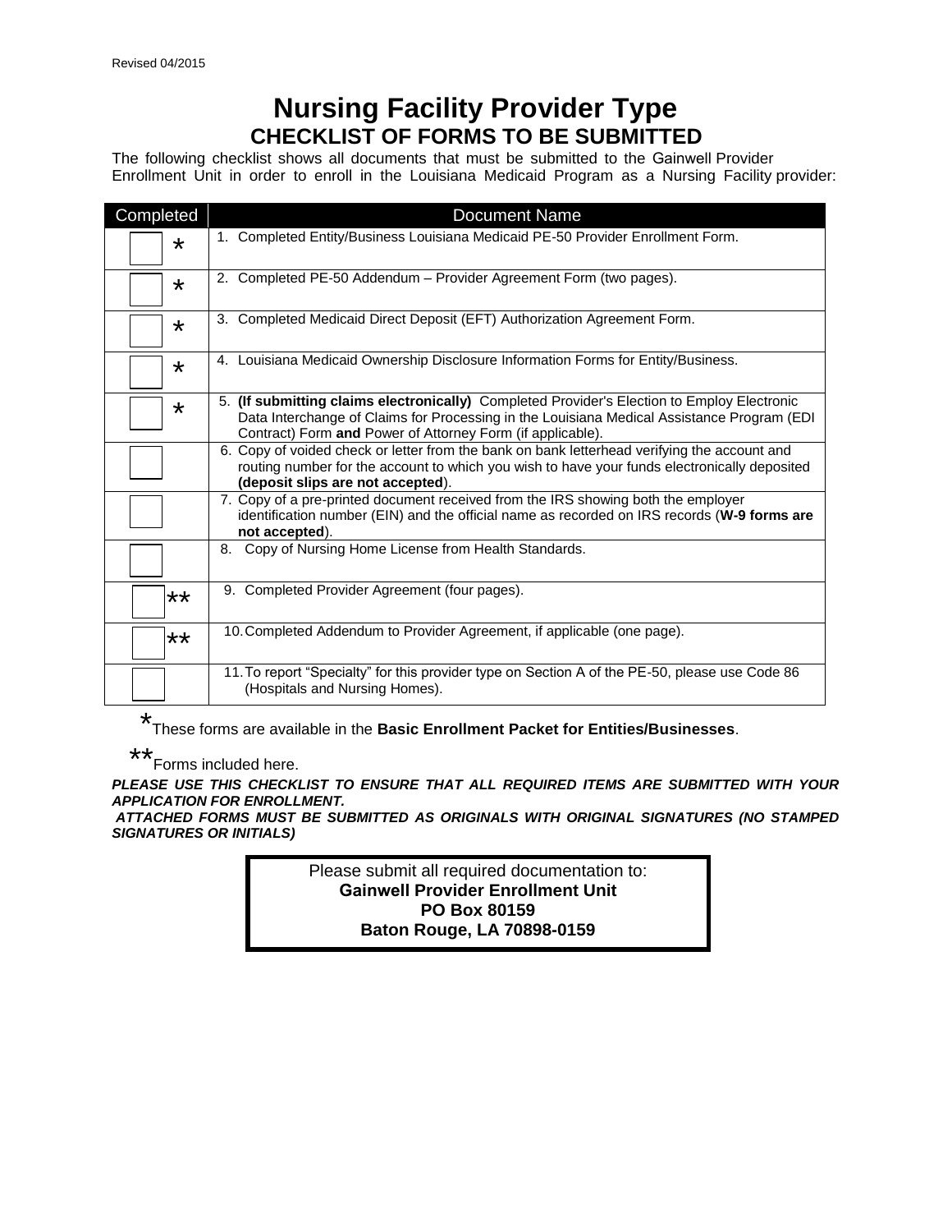Revised 04/2015

# Nursing Facility Provider Type
## CHECKLIST OF FORMS TO BE SUBMITTED

The following checklist shows all documents that must be submitted to the Gainwell Provider Enrollment Unit in order to enroll in the Louisiana Medicaid Program as a Nursing Facility provider:

| Completed | Document Name |
|---|---|
| ☐ * | 1. Completed Entity/Business Louisiana Medicaid PE-50 Provider Enrollment Form. |
| ☐ * | 2. Completed PE-50 Addendum – Provider Agreement Form (two pages). |
| ☐ * | 3. Completed Medicaid Direct Deposit (EFT) Authorization Agreement Form. |
| ☐ * | 4. Louisiana Medicaid Ownership Disclosure Information Forms for Entity/Business. |
| ☐ * | 5. **(If submitting claims electronically)** Completed Provider's Election to Employ Electronic Data Interchange of Claims for Processing in the Louisiana Medical Assistance Program (EDI Contract) Form **and** Power of Attorney Form (if applicable). |
| ☐ | 6. Copy of voided check or letter from the bank on bank letterhead verifying the account and routing number for the account to which you wish to have your funds electronically deposited **(deposit slips are not accepted)**. |
| ☐ | 7. Copy of a pre-printed document received from the IRS showing both the employer identification number (EIN) and the official name as recorded on IRS records (**W-9 forms are not accepted**). |
| ☐ | 8. Copy of Nursing Home License from Health Standards. |
| ☐ ** | 9. Completed Provider Agreement (four pages). |
| ☐ ** | 10. Completed Addendum to Provider Agreement, if applicable (one page). |
| ☐ | 11. To report "Specialty" for this provider type on Section A of the PE-50, please use Code 86 (Hospitals and Nursing Homes). |

*These forms are available in the **Basic Enrollment Packet for Entities/Businesses**.

**Forms included here.

***PLEASE USE THIS CHECKLIST TO ENSURE THAT ALL REQUIRED ITEMS ARE SUBMITTED WITH YOUR APPLICATION FOR ENROLLMENT.***

***ATTACHED FORMS MUST BE SUBMITTED AS ORIGINALS WITH ORIGINAL SIGNATURES (NO STAMPED SIGNATURES OR INITIALS)***

Please submit all required documentation to:
**Gainwell Provider Enrollment Unit**
**PO Box 80159**
**Baton Rouge, LA 70898-0159**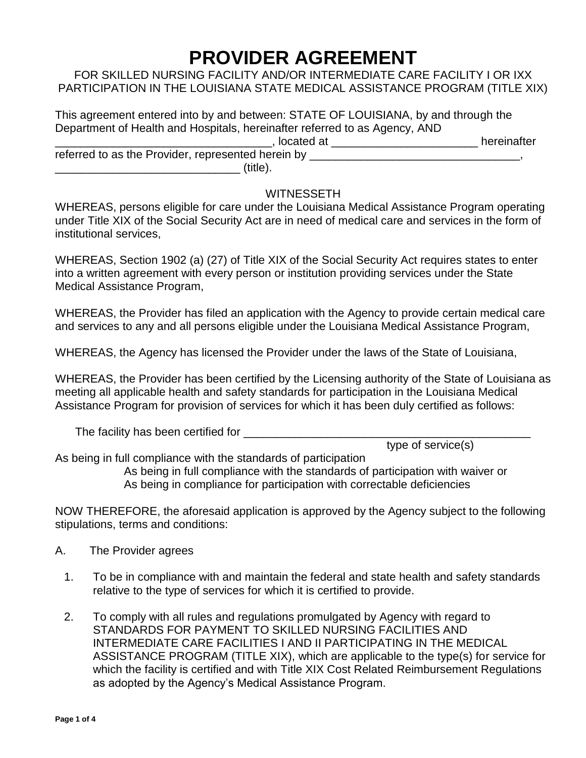# PROVIDER AGREEMENT

FOR SKILLED NURSING FACILITY AND/OR INTERMEDIATE CARE FACILITY I OR IXX PARTICIPATION IN THE LOUISIANA STATE MEDICAL ASSISTANCE PROGRAM (TITLE XIX)

This agreement entered into by and between: STATE OF LOUISIANA, by and through the Department of Health and Hospitals, hereinafter referred to as Agency, AND \_\_\_\_\_\_\_\_\_\_\_\_\_\_\_\_\_\_\_\_\_\_\_\_\_\_\_\_\_\_\_\_\_\_, located at \_\_\_\_\_\_\_\_\_\_\_\_\_\_\_\_\_\_\_\_\_\_\_ hereinafter referred to as the Provider, represented herein by \_\_\_\_\_\_\_\_\_\_\_\_\_\_\_\_\_\_\_\_\_\_\_\_\_\_\_\_\_\_\_\_\_\_, \_\_\_\_\_\_\_\_\_\_\_\_\_\_\_\_\_\_\_\_\_\_\_\_\_\_\_\_\_\_ (title).

WITNESSETH

WHEREAS, persons eligible for care under the Louisiana Medical Assistance Program operating under Title XIX of the Social Security Act are in need of medical care and services in the form of institutional services,

WHEREAS, Section 1902 (a) (27) of Title XIX of the Social Security Act requires states to enter into a written agreement with every person or institution providing services under the State Medical Assistance Program,

WHEREAS, the Provider has filed an application with the Agency to provide certain medical care and services to any and all persons eligible under the Louisiana Medical Assistance Program,

WHEREAS, the Agency has licensed the Provider under the laws of the State of Louisiana,

WHEREAS, the Provider has been certified by the Licensing authority of the State of Louisiana as meeting all applicable health and safety standards for participation in the Louisiana Medical Assistance Program for provision of services for which it has been duly certified as follows:

The facility has been certified for \_\_\_\_\_\_\_\_\_\_\_\_\_\_\_\_\_\_\_\_\_\_\_\_\_\_\_\_\_\_\_\_\_\_\_\_\_\_\_\_\_\_\_\_\_\_
type of service(s)

As being in full compliance with the standards of participation

As being in full compliance with the standards of participation with waiver or

As being in compliance for participation with correctable deficiencies

NOW THEREFORE, the aforesaid application is approved by the Agency subject to the following stipulations, terms and conditions:

A. The Provider agrees

1. To be in compliance with and maintain the federal and state health and safety standards relative to the type of services for which it is certified to provide.

2. To comply with all rules and regulations promulgated by Agency with regard to STANDARDS FOR PAYMENT TO SKILLED NURSING FACILITIES AND INTERMEDIATE CARE FACILITIES I AND II PARTICIPATING IN THE MEDICAL ASSISTANCE PROGRAM (TITLE XIX), which are applicable to the type(s) for service for which the facility is certified and with Title XIX Cost Related Reimbursement Regulations as adopted by the Agency's Medical Assistance Program.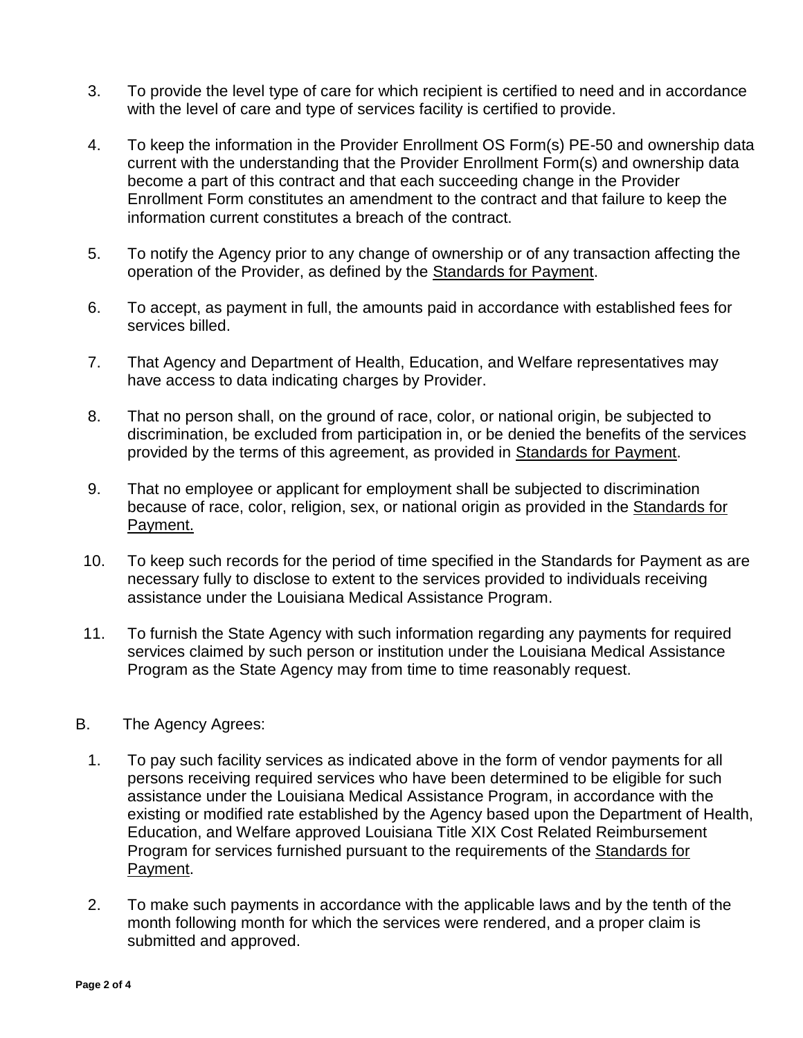3. To provide the level type of care for which recipient is certified to need and in accordance with the level of care and type of services facility is certified to provide.

4. To keep the information in the Provider Enrollment OS Form(s) PE-50 and ownership data current with the understanding that the Provider Enrollment Form(s) and ownership data become a part of this contract and that each succeeding change in the Provider Enrollment Form constitutes an amendment to the contract and that failure to keep the information current constitutes a breach of the contract.

5. To notify the Agency prior to any change of ownership or of any transaction affecting the operation of the Provider, as defined by the Standards for Payment.

6. To accept, as payment in full, the amounts paid in accordance with established fees for services billed.

7. That Agency and Department of Health, Education, and Welfare representatives may have access to data indicating charges by Provider.

8. That no person shall, on the ground of race, color, or national origin, be subjected to discrimination, be excluded from participation in, or be denied the benefits of the services provided by the terms of this agreement, as provided in Standards for Payment.

9. That no employee or applicant for employment shall be subjected to discrimination because of race, color, religion, sex, or national origin as provided in the Standards for Payment.

10. To keep such records for the period of time specified in the Standards for Payment as are necessary fully to disclose to extent to the services provided to individuals receiving assistance under the Louisiana Medical Assistance Program.

11. To furnish the State Agency with such information regarding any payments for required services claimed by such person or institution under the Louisiana Medical Assistance Program as the State Agency may from time to time reasonably request.

B. The Agency Agrees:

1. To pay such facility services as indicated above in the form of vendor payments for all persons receiving required services who have been determined to be eligible for such assistance under the Louisiana Medical Assistance Program, in accordance with the existing or modified rate established by the Agency based upon the Department of Health, Education, and Welfare approved Louisiana Title XIX Cost Related Reimbursement Program for services furnished pursuant to the requirements of the Standards for Payment.

2. To make such payments in accordance with the applicable laws and by the tenth of the month following month for which the services were rendered, and a proper claim is submitted and approved.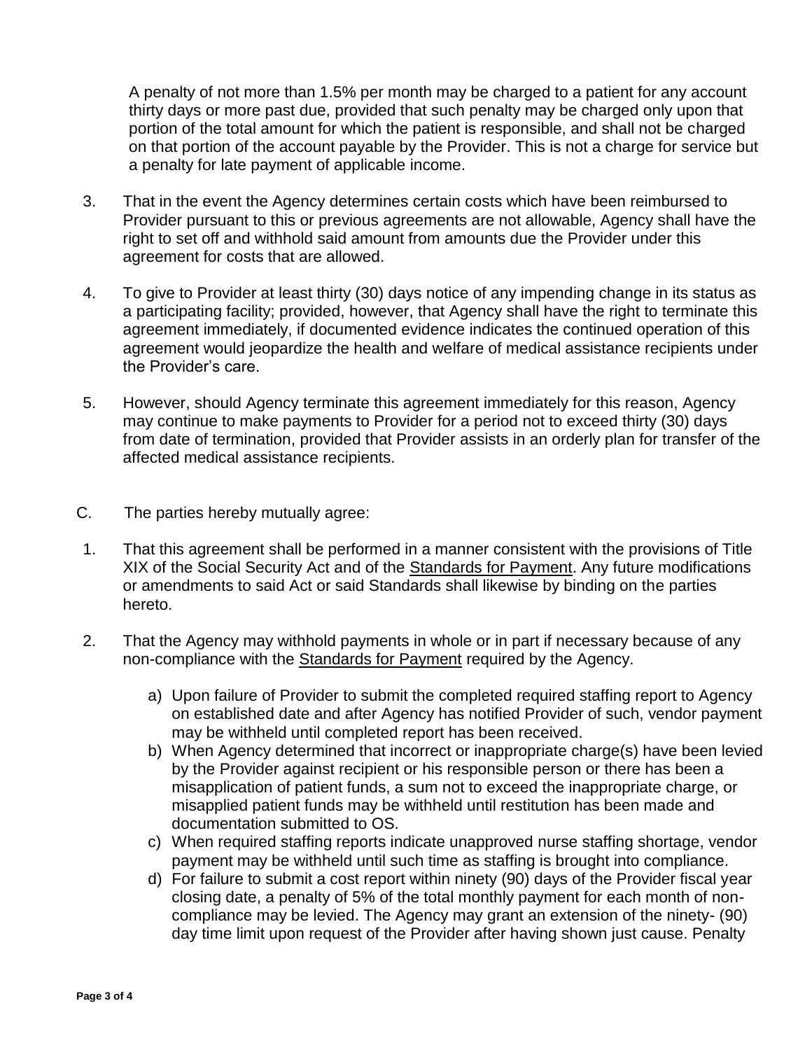A penalty of not more than 1.5% per month may be charged to a patient for any account thirty days or more past due, provided that such penalty may be charged only upon that portion of the total amount for which the patient is responsible, and shall not be charged on that portion of the account payable by the Provider. This is not a charge for service but a penalty for late payment of applicable income.

3. That in the event the Agency determines certain costs which have been reimbursed to Provider pursuant to this or previous agreements are not allowable, Agency shall have the right to set off and withhold said amount from amounts due the Provider under this agreement for costs that are allowed.

4. To give to Provider at least thirty (30) days notice of any impending change in its status as a participating facility; provided, however, that Agency shall have the right to terminate this agreement immediately, if documented evidence indicates the continued operation of this agreement would jeopardize the health and welfare of medical assistance recipients under the Provider's care.

5. However, should Agency terminate this agreement immediately for this reason, Agency may continue to make payments to Provider for a period not to exceed thirty (30) days from date of termination, provided that Provider assists in an orderly plan for transfer of the affected medical assistance recipients.

C. The parties hereby mutually agree:

1. That this agreement shall be performed in a manner consistent with the provisions of Title XIX of the Social Security Act and of the Standards for Payment. Any future modifications or amendments to said Act or said Standards shall likewise by binding on the parties hereto.

2. That the Agency may withhold payments in whole or in part if necessary because of any non-compliance with the Standards for Payment required by the Agency.

   a) Upon failure of Provider to submit the completed required staffing report to Agency on established date and after Agency has notified Provider of such, vendor payment may be withheld until completed report has been received.
   b) When Agency determined that incorrect or inappropriate charge(s) have been levied by the Provider against recipient or his responsible person or there has been a misapplication of patient funds, a sum not to exceed the inappropriate charge, or misapplied patient funds may be withheld until restitution has been made and documentation submitted to OS.
   c) When required staffing reports indicate unapproved nurse staffing shortage, vendor payment may be withheld until such time as staffing is brought into compliance.
   d) For failure to submit a cost report within ninety (90) days of the Provider fiscal year closing date, a penalty of 5% of the total monthly payment for each month of non-compliance may be levied. The Agency may grant an extension of the ninety- (90) day time limit upon request of the Provider after having shown just cause. Penalty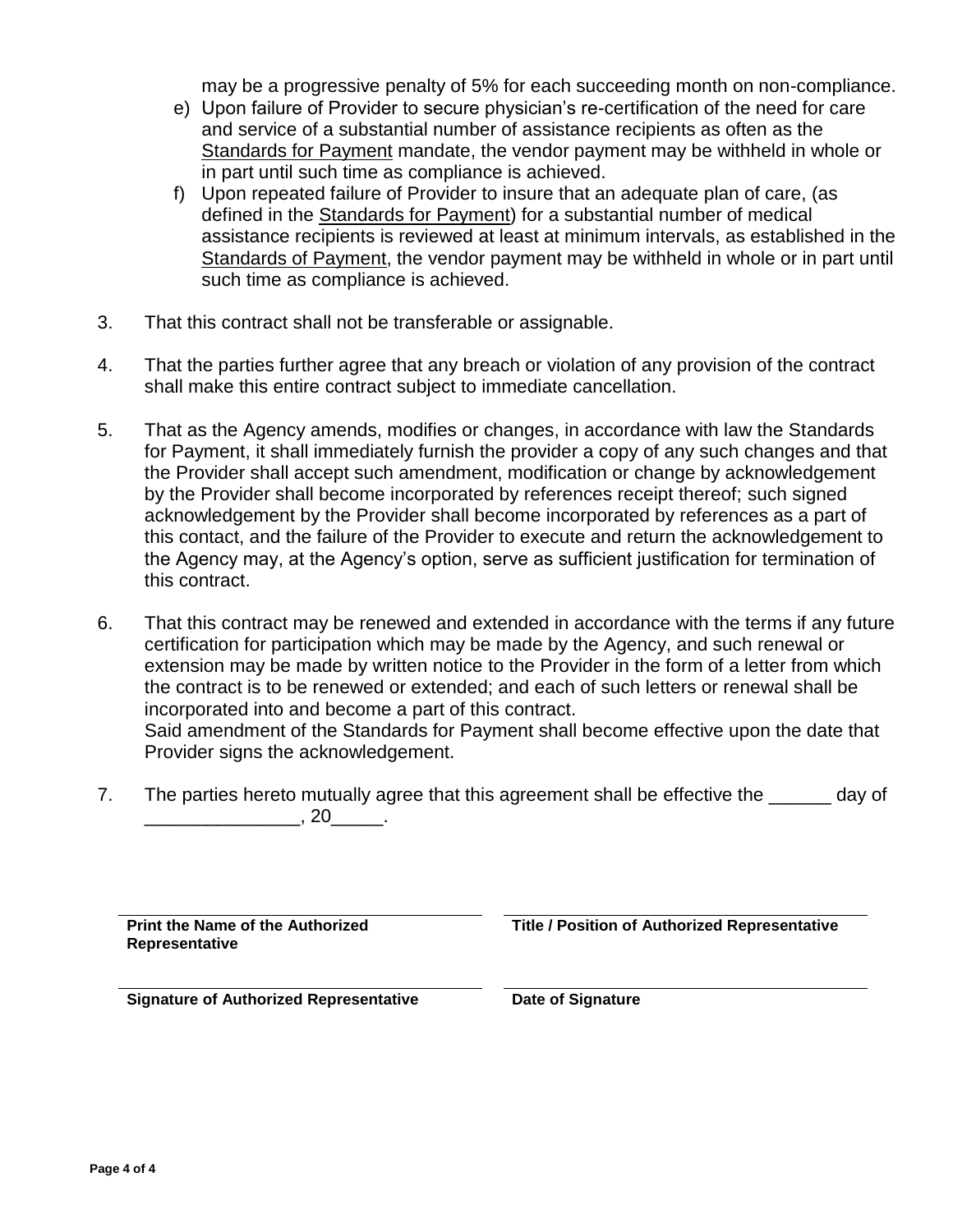may be a progressive penalty of 5% for each succeeding month on non-compliance.

e) Upon failure of Provider to secure physician's re-certification of the need for care and service of a substantial number of assistance recipients as often as the Standards for Payment mandate, the vendor payment may be withheld in whole or in part until such time as compliance is achieved.

f) Upon repeated failure of Provider to insure that an adequate plan of care, (as defined in the Standards for Payment) for a substantial number of medical assistance recipients is reviewed at least at minimum intervals, as established in the Standards of Payment, the vendor payment may be withheld in whole or in part until such time as compliance is achieved.

3. That this contract shall not be transferable or assignable.

4. That the parties further agree that any breach or violation of any provision of the contract shall make this entire contract subject to immediate cancellation.

5. That as the Agency amends, modifies or changes, in accordance with law the Standards for Payment, it shall immediately furnish the provider a copy of any such changes and that the Provider shall accept such amendment, modification or change by acknowledgement by the Provider shall become incorporated by references receipt thereof; such signed acknowledgement by the Provider shall become incorporated by references as a part of this contact, and the failure of the Provider to execute and return the acknowledgement to the Agency may, at the Agency's option, serve as sufficient justification for termination of this contract.

6. That this contract may be renewed and extended in accordance with the terms if any future certification for participation which may be made by the Agency, and such renewal or extension may be made by written notice to the Provider in the form of a letter from which the contract is to be renewed or extended; and each of such letters or renewal shall be incorporated into and become a part of this contract.
Said amendment of the Standards for Payment shall become effective upon the date that Provider signs the acknowledgement.

7. The parties hereto mutually agree that this agreement shall be effective the ______ day of _______________, 20_____.

| | |
|---|---|
| **Print the Name of the Authorized Representative** | **Title / Position of Authorized Representative** |
| **Signature of Authorized Representative** | **Date of Signature** |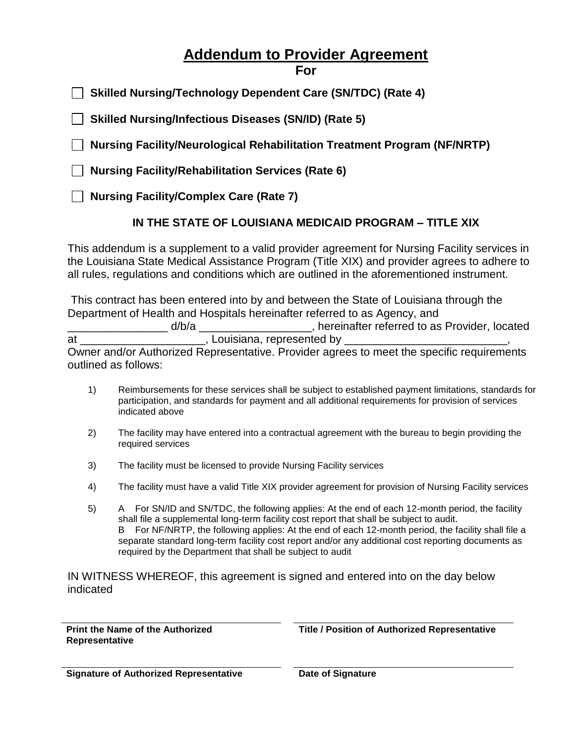# Addendum to Provider Agreement

**For**

- ☐ **Skilled Nursing/Technology Dependent Care (SN/TDC) (Rate 4)**
- ☐ **Skilled Nursing/Infectious Diseases (SN/ID) (Rate 5)**
- ☐ **Nursing Facility/Neurological Rehabilitation Treatment Program (NF/NRTP)**
- ☐ **Nursing Facility/Rehabilitation Services (Rate 6)**
- ☐ **Nursing Facility/Complex Care (Rate 7)**

**IN THE STATE OF LOUISIANA MEDICAID PROGRAM – TITLE XIX**

This addendum is a supplement to a valid provider agreement for Nursing Facility services in the Louisiana State Medical Assistance Program (Title XIX) and provider agrees to adhere to all rules, regulations and conditions which are outlined in the aforementioned instrument.

This contract has been entered into by and between the State of Louisiana through the Department of Health and Hospitals hereinafter referred to as Agency, and ________________ d/b/a __________________, hereinafter referred to as Provider, located at ____________________, Louisiana, represented by __________________________, Owner and/or Authorized Representative. Provider agrees to meet the specific requirements outlined as follows:

1) Reimbursements for these services shall be subject to established payment limitations, standards for participation, and standards for payment and all additional requirements for provision of services indicated above

2) The facility may have entered into a contractual agreement with the bureau to begin providing the required services

3) The facility must be licensed to provide Nursing Facility services

4) The facility must have a valid Title XIX provider agreement for provision of Nursing Facility services

5) A For SN/ID and SN/TDC, the following applies: At the end of each 12-month period, the facility shall file a supplemental long-term facility cost report that shall be subject to audit.
   B For NF/NRTP, the following applies: At the end of each 12-month period, the facility shall file a separate standard long-term facility cost report and/or any additional cost reporting documents as required by the Department that shall be subject to audit

IN WITNESS WHEREOF, this agreement is signed and entered into on the day below indicated

| | |
|---|---|
| ______________________________ | ______________________________ |
| **Print the Name of the Authorized Representative** | **Title / Position of Authorized Representative** |
| ______________________________ | ______________________________ |
| **Signature of Authorized Representative** | **Date of Signature** |